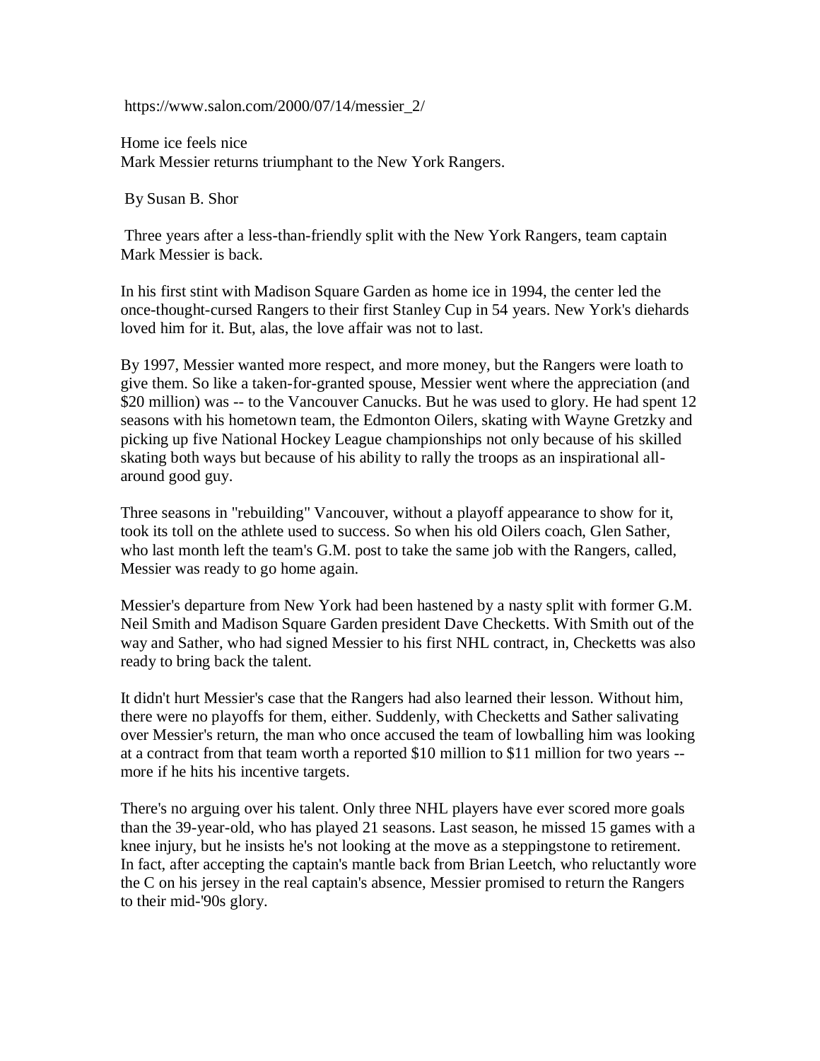https://www.salon.com/2000/07/14/messier_2/

# Home ice feels nice

## Mark Messier returns triumphant to the New York Rangers.

By Susan B. Shor

Three years after a less-than-friendly split with the New York Rangers, team captain Mark Messier is back.

In his first stint with Madison Square Garden as home ice in 1994, the center led the once-thought-cursed Rangers to their first Stanley Cup in 54 years. New York's diehards loved him for it. But, alas, the love affair was not to last.

By 1997, Messier wanted more respect, and more money, but the Rangers were loath to give them. So like a taken-for-granted spouse, Messier went where the appreciation (and $20 million) was -- to the Vancouver Canucks. But he was used to glory. He had spent 12 seasons with his hometown team, the Edmonton Oilers, skating with Wayne Gretzky and picking up five National Hockey League championships not only because of his skilled skating both ways but because of his ability to rally the troops as an inspirational all-around good guy.

Three seasons in "rebuilding" Vancouver, without a playoff appearance to show for it, took its toll on the athlete used to success. So when his old Oilers coach, Glen Sather, who last month left the team's G.M. post to take the same job with the Rangers, called, Messier was ready to go home again.

Messier's departure from New York had been hastened by a nasty split with former G.M. Neil Smith and Madison Square Garden president Dave Checketts. With Smith out of the way and Sather, who had signed Messier to his first NHL contract, in, Checketts was also ready to bring back the talent.

It didn't hurt Messier's case that the Rangers had also learned their lesson. Without him, there were no playoffs for them, either. Suddenly, with Checketts and Sather salivating over Messier's return, the man who once accused the team of lowballing him was looking at a contract from that team worth a reported $10 million to $11 million for two years -- more if he hits his incentive targets.

There's no arguing over his talent. Only three NHL players have ever scored more goals than the 39-year-old, who has played 21 seasons. Last season, he missed 15 games with a knee injury, but he insists he's not looking at the move as a steppingstone to retirement. In fact, after accepting the captain's mantle back from Brian Leetch, who reluctantly wore the C on his jersey in the real captain's absence, Messier promised to return the Rangers to their mid-'90s glory.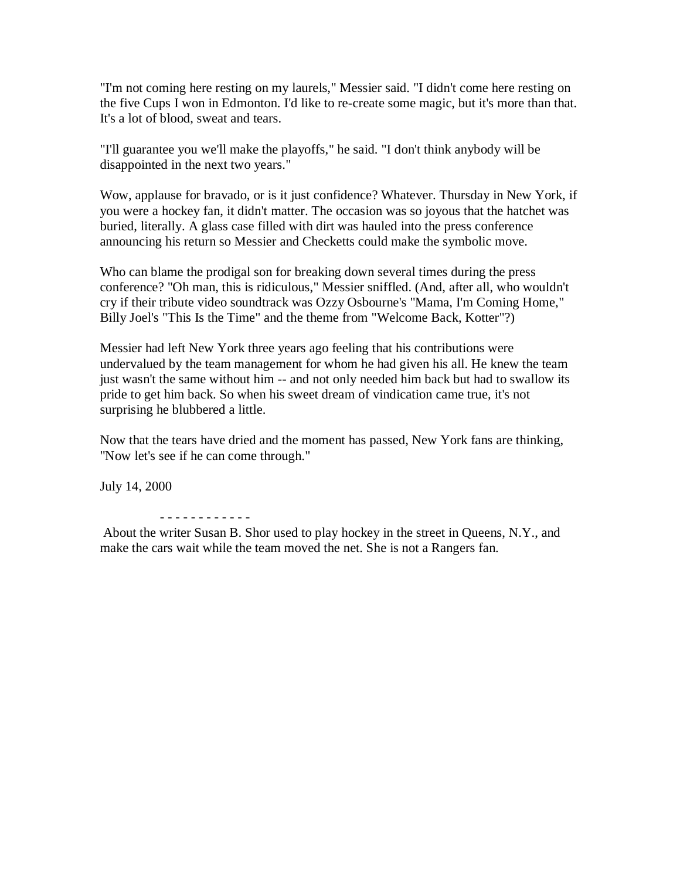"I'm not coming here resting on my laurels," Messier said. "I didn't come here resting on the five Cups I won in Edmonton. I'd like to re-create some magic, but it's more than that. It's a lot of blood, sweat and tears.

"I'll guarantee you we'll make the playoffs," he said. "I don't think anybody will be disappointed in the next two years."

Wow, applause for bravado, or is it just confidence? Whatever. Thursday in New York, if you were a hockey fan, it didn't matter. The occasion was so joyous that the hatchet was buried, literally. A glass case filled with dirt was hauled into the press conference announcing his return so Messier and Checketts could make the symbolic move.

Who can blame the prodigal son for breaking down several times during the press conference? "Oh man, this is ridiculous," Messier sniffled. (And, after all, who wouldn't cry if their tribute video soundtrack was Ozzy Osbourne's "Mama, I'm Coming Home," Billy Joel's "This Is the Time" and the theme from "Welcome Back, Kotter"?)

Messier had left New York three years ago feeling that his contributions were undervalued by the team management for whom he had given his all. He knew the team just wasn't the same without him -- and not only needed him back but had to swallow its pride to get him back. So when his sweet dream of vindication came true, it's not surprising he blubbered a little.

Now that the tears have dried and the moment has passed, New York fans are thinking, "Now let's see if he can come through."

July 14, 2000

\- - - - - - - - - - - -

About the writer Susan B. Shor used to play hockey in the street in Queens, N.Y., and make the cars wait while the team moved the net. She is not a Rangers fan.